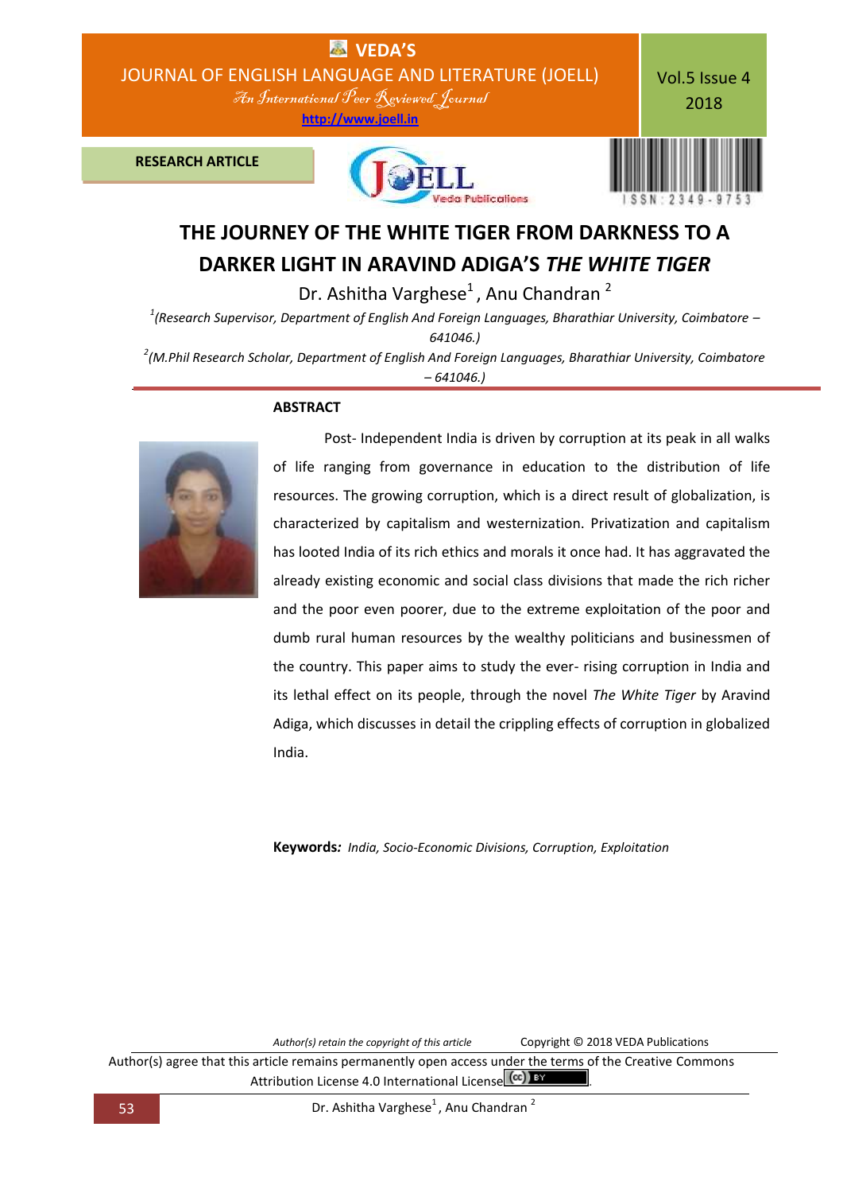RESEARCH ARTICLE

# THE JOURNEY OF THE WHITE TIGER FROM DARKNESS TO A DARKER LIGHT IN ARAVIND ADIGA'S *THE WHITE TIGER*

Dr. Ashitha Varghese[1], Anu Chandran[2]

[1](Research Supervisor, Department of English And Foreign Languages, Bharathiar University, Coimbatore – 641046.)

[2](M.Phil Research Scholar, Department of English And Foreign Languages, Bharathiar University, Coimbatore – 641046.)

## ABSTRACT

Post- Independent India is driven by corruption at its peak in all walks of life ranging from governance in education to the distribution of life resources. The growing corruption, which is a direct result of globalization, is characterized by capitalism and westernization. Privatization and capitalism has looted India of its rich ethics and morals it once had. It has aggravated the already existing economic and social class divisions that made the rich richer and the poor even poorer, due to the extreme exploitation of the poor and dumb rural human resources by the wealthy politicians and businessmen of the country. This paper aims to study the ever- rising corruption in India and its lethal effect on its people, through the novel *The White Tiger* by Aravind Adiga, which discusses in detail the crippling effects of corruption in globalized India.

**Keywords***:* *India, Socio-Economic Divisions, Corruption, Exploitation*

*Author(s) retain the copyright of this article* Copyright © 2018 VEDA Publications

Author(s) agree that this article remains permanently open access under the terms of the Creative Commons Attribution License 4.0 International License.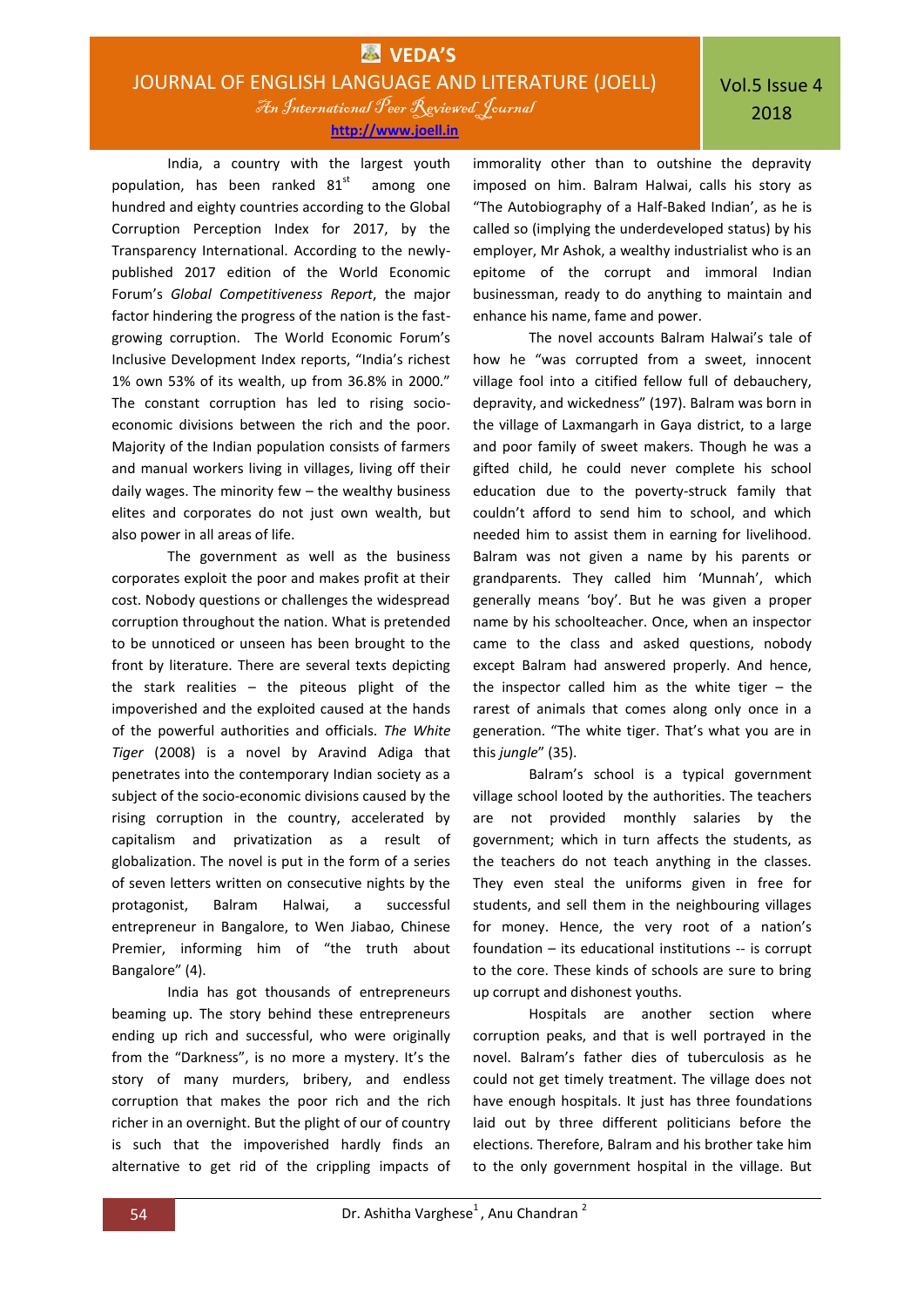India, a country with the largest youth population, has been ranked 81st among one hundred and eighty countries according to the Global Corruption Perception Index for 2017, by the Transparency International. According to the newly-published 2017 edition of the World Economic Forum's *Global Competitiveness Report*, the major factor hindering the progress of the nation is the fast-growing corruption. The World Economic Forum's Inclusive Development Index reports, "India's richest 1% own 53% of its wealth, up from 36.8% in 2000." The constant corruption has led to rising socio-economic divisions between the rich and the poor. Majority of the Indian population consists of farmers and manual workers living in villages, living off their daily wages. The minority few – the wealthy business elites and corporates do not just own wealth, but also power in all areas of life.

The government as well as the business corporates exploit the poor and makes profit at their cost. Nobody questions or challenges the widespread corruption throughout the nation. What is pretended to be unnoticed or unseen has been brought to the front by literature. There are several texts depicting the stark realities – the piteous plight of the impoverished and the exploited caused at the hands of the powerful authorities and officials. *The White Tiger* (2008) is a novel by Aravind Adiga that penetrates into the contemporary Indian society as a subject of the socio-economic divisions caused by the rising corruption in the country, accelerated by capitalism and privatization as a result of globalization. The novel is put in the form of a series of seven letters written on consecutive nights by the protagonist, Balram Halwai, a successful entrepreneur in Bangalore, to Wen Jiabao, Chinese Premier, informing him of "the truth about Bangalore" (4).

India has got thousands of entrepreneurs beaming up. The story behind these entrepreneurs ending up rich and successful, who were originally from the "Darkness", is no more a mystery. It's the story of many murders, bribery, and endless corruption that makes the poor rich and the rich richer in an overnight. But the plight of our of country is such that the impoverished hardly finds an alternative to get rid of the crippling impacts of immorality other than to outshine the depravity imposed on him. Balram Halwai, calls his story as "The Autobiography of a Half-Baked Indian', as he is called so (implying the underdeveloped status) by his employer, Mr Ashok, a wealthy industrialist who is an epitome of the corrupt and immoral Indian businessman, ready to do anything to maintain and enhance his name, fame and power.

The novel accounts Balram Halwai's tale of how he "was corrupted from a sweet, innocent village fool into a citified fellow full of debauchery, depravity, and wickedness" (197). Balram was born in the village of Laxmangarh in Gaya district, to a large and poor family of sweet makers. Though he was a gifted child, he could never complete his school education due to the poverty-struck family that couldn't afford to send him to school, and which needed him to assist them in earning for livelihood. Balram was not given a name by his parents or grandparents. They called him 'Munnah', which generally means 'boy'. But he was given a proper name by his schoolteacher. Once, when an inspector came to the class and asked questions, nobody except Balram had answered properly. And hence, the inspector called him as the white tiger – the rarest of animals that comes along only once in a generation. "The white tiger. That's what you are in this *jungle*" (35).

Balram's school is a typical government village school looted by the authorities. The teachers are not provided monthly salaries by the government; which in turn affects the students, as the teachers do not teach anything in the classes. They even steal the uniforms given in free for students, and sell them in the neighbouring villages for money. Hence, the very root of a nation's foundation – its educational institutions -- is corrupt to the core. These kinds of schools are sure to bring up corrupt and dishonest youths.

Hospitals are another section where corruption peaks, and that is well portrayed in the novel. Balram's father dies of tuberculosis as he could not get timely treatment. The village does not have enough hospitals. It just has three foundations laid out by three different politicians before the elections. Therefore, Balram and his brother take him to the only government hospital in the village. But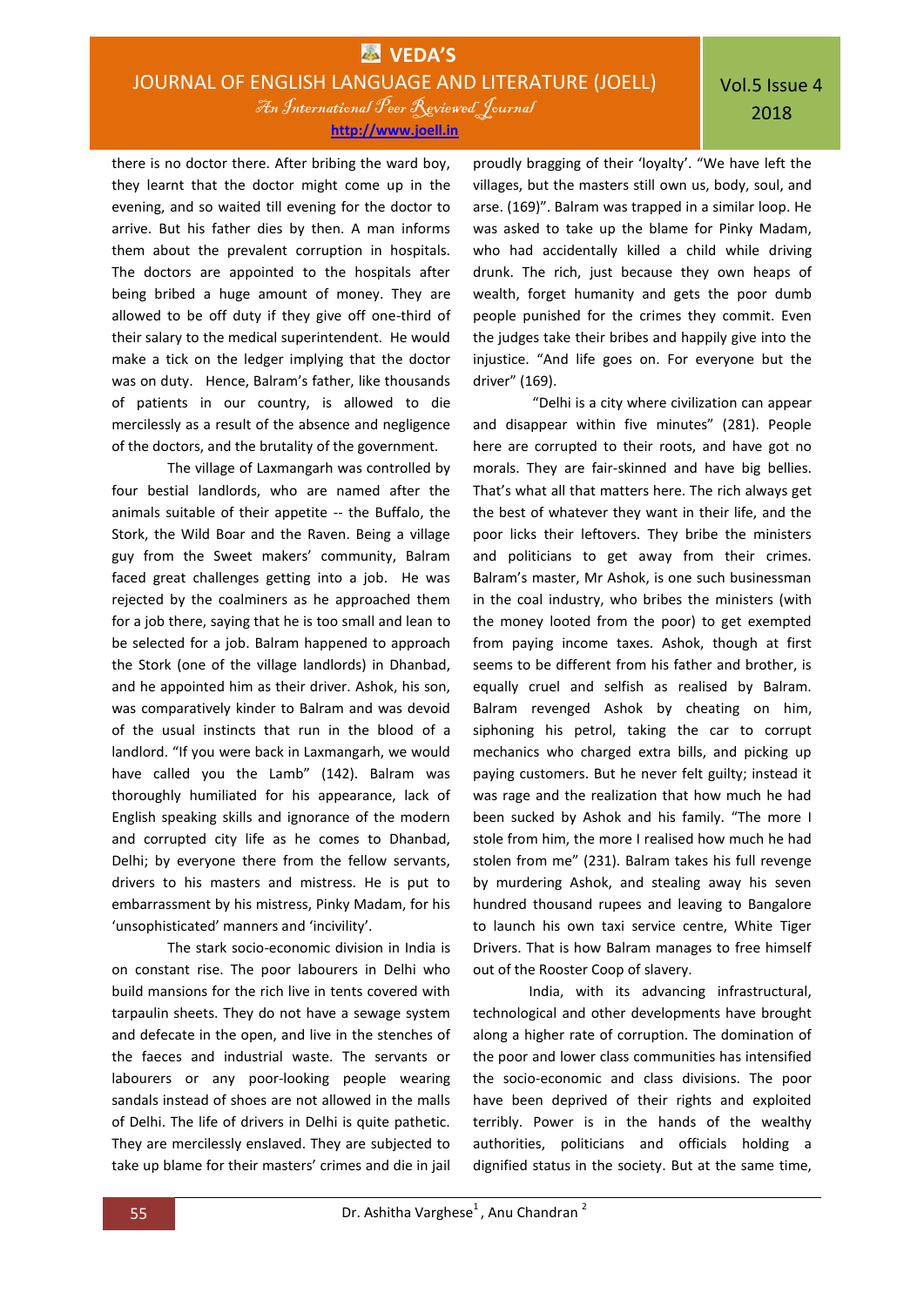there is no doctor there. After bribing the ward boy, they learnt that the doctor might come up in the evening, and so waited till evening for the doctor to arrive. But his father dies by then. A man informs them about the prevalent corruption in hospitals. The doctors are appointed to the hospitals after being bribed a huge amount of money. They are allowed to be off duty if they give off one-third of their salary to the medical superintendent. He would make a tick on the ledger implying that the doctor was on duty. Hence, Balram's father, like thousands of patients in our country, is allowed to die mercilessly as a result of the absence and negligence of the doctors, and the brutality of the government.

The village of Laxmangarh was controlled by four bestial landlords, who are named after the animals suitable of their appetite -- the Buffalo, the Stork, the Wild Boar and the Raven. Being a village guy from the Sweet makers' community, Balram faced great challenges getting into a job. He was rejected by the coalminers as he approached them for a job there, saying that he is too small and lean to be selected for a job. Balram happened to approach the Stork (one of the village landlords) in Dhanbad, and he appointed him as their driver. Ashok, his son, was comparatively kinder to Balram and was devoid of the usual instincts that run in the blood of a landlord. "If you were back in Laxmangarh, we would have called you the Lamb" (142). Balram was thoroughly humiliated for his appearance, lack of English speaking skills and ignorance of the modern and corrupted city life as he comes to Dhanbad, Delhi; by everyone there from the fellow servants, drivers to his masters and mistress. He is put to embarrassment by his mistress, Pinky Madam, for his 'unsophisticated' manners and 'incivility'.

The stark socio-economic division in India is on constant rise. The poor labourers in Delhi who build mansions for the rich live in tents covered with tarpaulin sheets. They do not have a sewage system and defecate in the open, and live in the stenches of the faeces and industrial waste. The servants or labourers or any poor-looking people wearing sandals instead of shoes are not allowed in the malls of Delhi. The life of drivers in Delhi is quite pathetic. They are mercilessly enslaved. They are subjected to take up blame for their masters' crimes and die in jail proudly bragging of their 'loyalty'. "We have left the villages, but the masters still own us, body, soul, and arse. (169)". Balram was trapped in a similar loop. He was asked to take up the blame for Pinky Madam, who had accidentally killed a child while driving drunk. The rich, just because they own heaps of wealth, forget humanity and gets the poor dumb people punished for the crimes they commit. Even the judges take their bribes and happily give into the injustice. "And life goes on. For everyone but the driver" (169).

"Delhi is a city where civilization can appear and disappear within five minutes" (281). People here are corrupted to their roots, and have got no morals. They are fair-skinned and have big bellies. That's what all that matters here. The rich always get the best of whatever they want in their life, and the poor licks their leftovers. They bribe the ministers and politicians to get away from their crimes. Balram's master, Mr Ashok, is one such businessman in the coal industry, who bribes the ministers (with the money looted from the poor) to get exempted from paying income taxes. Ashok, though at first seems to be different from his father and brother, is equally cruel and selfish as realised by Balram. Balram revenged Ashok by cheating on him, siphoning his petrol, taking the car to corrupt mechanics who charged extra bills, and picking up paying customers. But he never felt guilty; instead it was rage and the realization that how much he had been sucked by Ashok and his family. "The more I stole from him, the more I realised how much he had stolen from me" (231). Balram takes his full revenge by murdering Ashok, and stealing away his seven hundred thousand rupees and leaving to Bangalore to launch his own taxi service centre, White Tiger Drivers. That is how Balram manages to free himself out of the Rooster Coop of slavery.

India, with its advancing infrastructural, technological and other developments have brought along a higher rate of corruption. The domination of the poor and lower class communities has intensified the socio-economic and class divisions. The poor have been deprived of their rights and exploited terribly. Power is in the hands of the wealthy authorities, politicians and officials holding a dignified status in the society. But at the same time,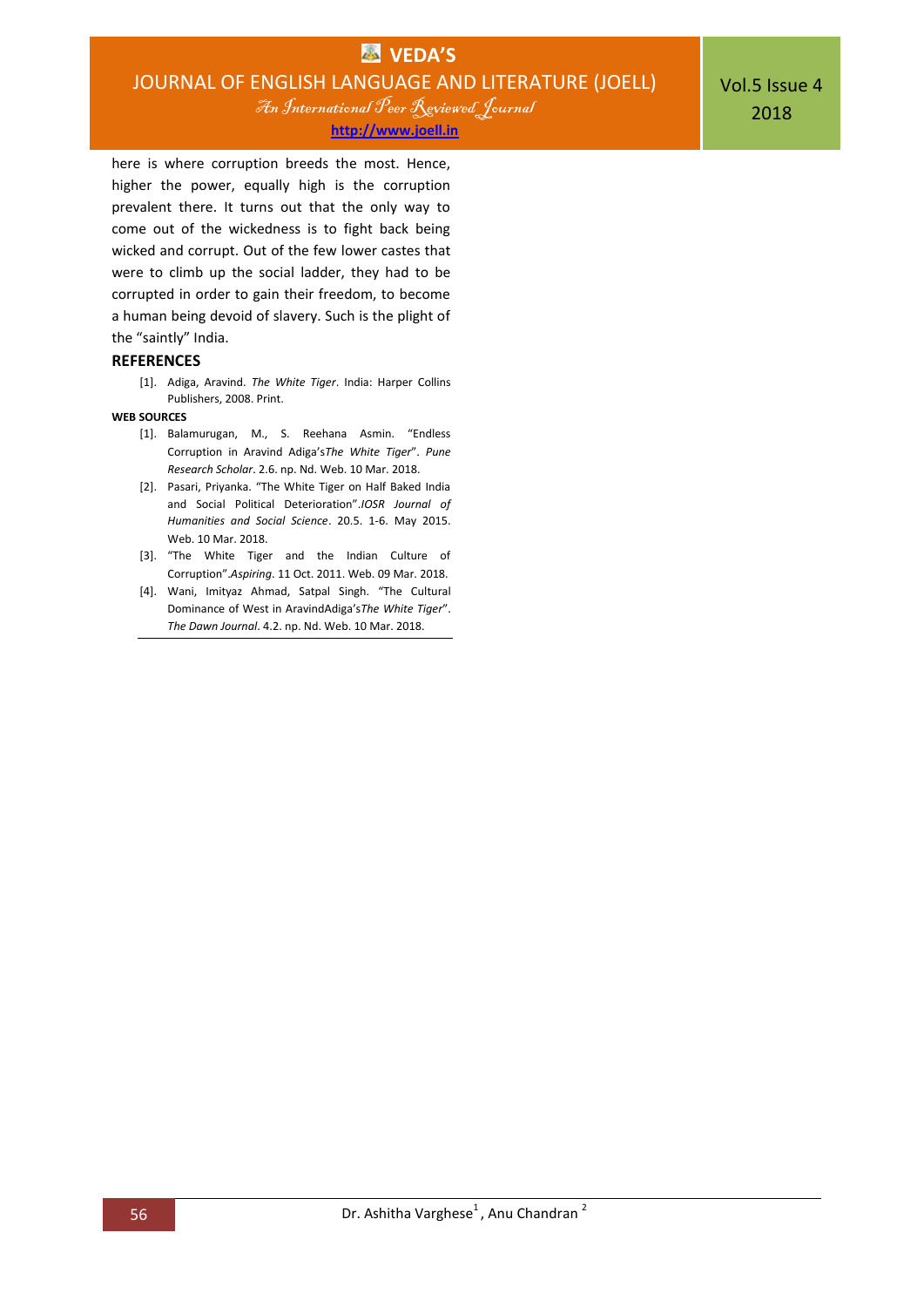here is where corruption breeds the most. Hence, higher the power, equally high is the corruption prevalent there. It turns out that the only way to come out of the wickedness is to fight back being wicked and corrupt. Out of the few lower castes that were to climb up the social ladder, they had to be corrupted in order to gain their freedom, to become a human being devoid of slavery. Such is the plight of the "saintly" India.

## REFERENCES

[1]. Adiga, Aravind. *The White Tiger*. India: Harper Collins Publishers, 2008. Print.

**WEB SOURCES**

[1]. Balamurugan, M., S. Reehana Asmin. "Endless Corruption in Aravind Adiga's*The White Tiger*". *Pune Research Scholar*. 2.6. np. Nd. Web. 10 Mar. 2018.

[2]. Pasari, Priyanka. "The White Tiger on Half Baked India and Social Political Deterioration".*IOSR Journal of Humanities and Social Science*. 20.5. 1-6. May 2015. Web. 10 Mar. 2018.

[3]. "The White Tiger and the Indian Culture of Corruption".*Aspiring*. 11 Oct. 2011. Web. 09 Mar. 2018.

[4]. Wani, Imityaz Ahmad, Satpal Singh. "The Cultural Dominance of West in AravindAdiga's*The White Tiger*". *The Dawn Journal*. 4.2. np. Nd. Web. 10 Mar. 2018.